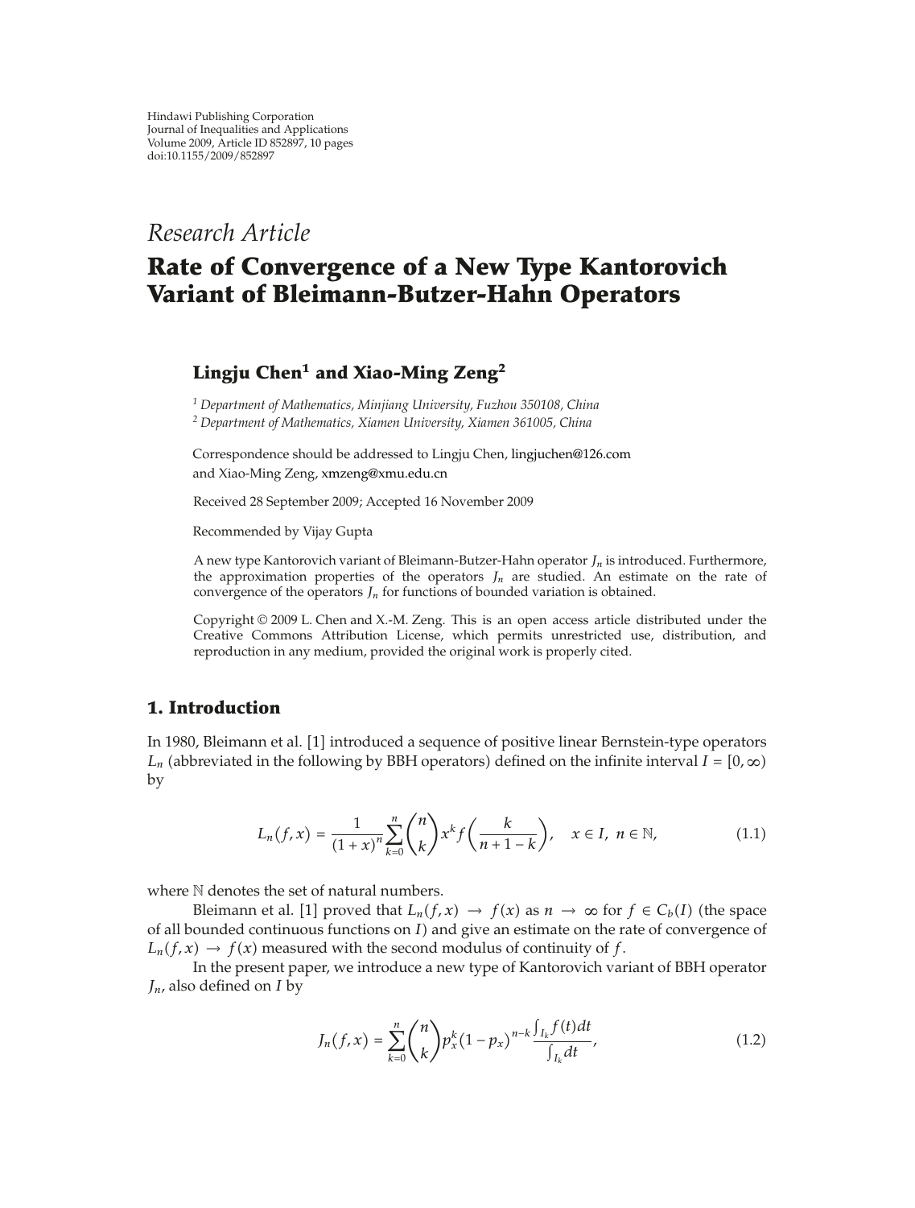Hindawi Publishing Corporation
Journal of Inequalities and Applications
Volume 2009, Article ID 852897, 10 pages
doi:10.1155/2009/852897

*Research Article*

# Rate of Convergence of a New Type Kantorovich Variant of Bleimann-Butzer-Hahn Operators

**Lingju Chen[1] and Xiao-Ming Zeng[2]**

[1] *Department of Mathematics, Minjiang University, Fuzhou 350108, China*
[2] *Department of Mathematics, Xiamen University, Xiamen 361005, China*

Correspondence should be addressed to Lingju Chen, lingjuchen@126.com and Xiao-Ming Zeng, xmzeng@xmu.edu.cn

Received 28 September 2009; Accepted 16 November 2009

Recommended by Vijay Gupta

A new type Kantorovich variant of Bleimann-Butzer-Hahn operator $J_n$ is introduced. Furthermore, the approximation properties of the operators $J_n$ are studied. An estimate on the rate of convergence of the operators $J_n$ for functions of bounded variation is obtained.

Copyright © 2009 L. Chen and X.-M. Zeng. This is an open access article distributed under the Creative Commons Attribution License, which permits unrestricted use, distribution, and reproduction in any medium, provided the original work is properly cited.

## 1. Introduction

In 1980, Bleimann et al. [1] introduced a sequence of positive linear Bernstein-type operators $L_n$ (abbreviated in the following by BBH operators) defined on the infinite interval $I = [0, \infty)$ by

$$L_n(f, x) = \frac{1}{(1+x)^n} \sum_{k=0}^{n} \binom{n}{k} x^k f\left(\frac{k}{n+1-k}\right), \quad x \in I,\ n \in \mathbb{N}, \tag{1.1}$$

where $\mathbb{N}$ denotes the set of natural numbers.

Bleimann et al. [1] proved that $L_n(f, x) \to f(x)$ as $n \to \infty$ for $f \in C_b(I)$ (the space of all bounded continuous functions on $I$) and give an estimate on the rate of convergence of $L_n(f, x) \to f(x)$ measured with the second modulus of continuity of $f$.

In the present paper, we introduce a new type of Kantorovich variant of BBH operator $J_n$, also defined on $I$ by

$$J_n(f, x) = \sum_{k=0}^{n} \binom{n}{k} p_x^k (1 - p_x)^{n-k} \frac{\int_{I_k} f(t)\, dt}{\int_{I_k} dt}, \tag{1.2}$$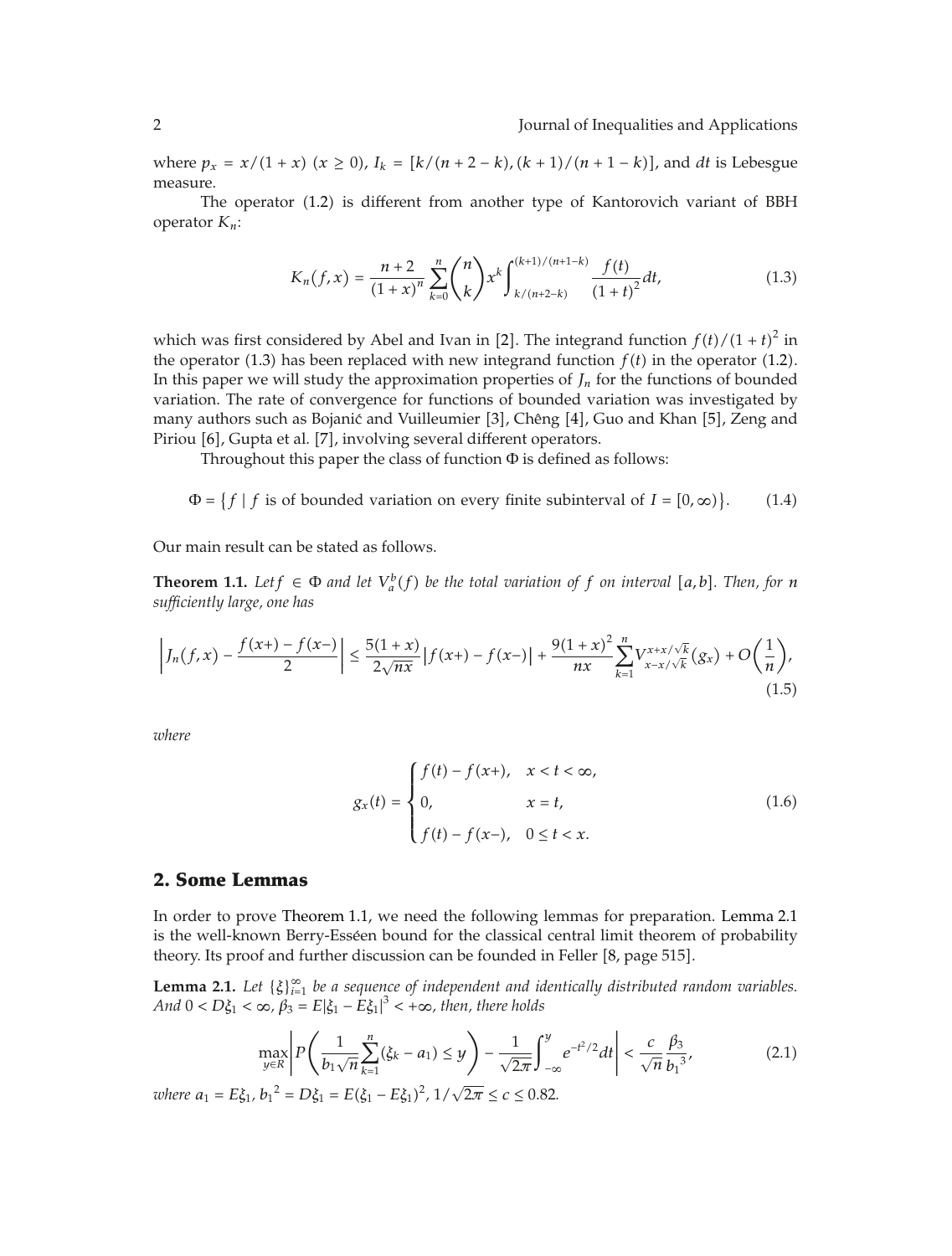where $p_x = x/(1+x)$ $(x \geq 0)$, $I_k = [k/(n+2-k), (k+1)/(n+1-k)]$, and $dt$ is Lebesgue measure.

The operator (1.2) is different from another type of Kantorovich variant of BBH operator $K_n$:

$$K_n(f,x) = \frac{n+2}{(1+x)^n} \sum_{k=0}^{n} \binom{n}{k} x^k \int_{k/(n+2-k)}^{(k+1)/(n+1-k)} \frac{f(t)}{(1+t)^2} dt, \tag{1.3}$$

which was first considered by Abel and Ivan in [2]. The integrand function $f(t)/(1+t)^2$ in the operator (1.3) has been replaced with new integrand function $f(t)$ in the operator (1.2). In this paper we will study the approximation properties of $J_n$ for the functions of bounded variation. The rate of convergence for functions of bounded variation was investigated by many authors such as Bojanić and Vuilleumier [3], Chêng [4], Guo and Khan [5], Zeng and Piriou [6], Gupta et al. [7], involving several different operators.

Throughout this paper the class of function $\Phi$ is defined as follows:

$$\Phi = \{ f \mid f \text{ is of bounded variation on every finite subinterval of } I = [0,\infty) \}. \tag{1.4}$$

Our main result can be stated as follows.

**Theorem 1.1.** *Let $f \in \Phi$ and let $V_a^b(f)$ be the total variation of $f$ on interval $[a,b]$. Then, for $n$ sufficiently large, one has*

$$\left| J_n(f,x) - \frac{f(x+) - f(x-)}{2} \right| \leq \frac{5(1+x)}{2\sqrt{nx}} \left| f(x+) - f(x-) \right| + \frac{9(1+x)^2}{nx} \sum_{k=1}^{n} V_{x-x/\sqrt{k}}^{x+x/\sqrt{k}}(g_x) + O\left(\frac{1}{n}\right), \tag{1.5}$$

*where*

$$g_x(t) = \begin{cases} f(t) - f(x+), & x < t < \infty, \\ 0, & x = t, \\ f(t) - f(x-), & 0 \leq t < x. \end{cases} \tag{1.6}$$

## 2. Some Lemmas

In order to prove Theorem 1.1, we need the following lemmas for preparation. Lemma 2.1 is the well-known Berry-Esséen bound for the classical central limit theorem of probability theory. Its proof and further discussion can be founded in Feller [8, page 515].

**Lemma 2.1.** *Let $\{\xi\}_{i=1}^{\infty}$ be a sequence of independent and identically distributed random variables. And $0 < D\xi_1 < \infty$, $\beta_3 = E|\xi_1 - E\xi_1|^3 < +\infty$, then, there holds*

$$\max_{y \in R} \left| P\left( \frac{1}{b_1\sqrt{n}} \sum_{k=1}^{n} (\xi_k - a_1) \leq y \right) - \frac{1}{\sqrt{2\pi}} \int_{-\infty}^{y} e^{-t^2/2} dt \right| < \frac{c}{\sqrt{n}} \frac{\beta_3}{{b_1}^3}, \tag{2.1}$$

*where $a_1 = E\xi_1$, ${b_1}^2 = D\xi_1 = E(\xi_1 - E\xi_1)^2$, $1/\sqrt{2\pi} \leq c \leq 0.82$.*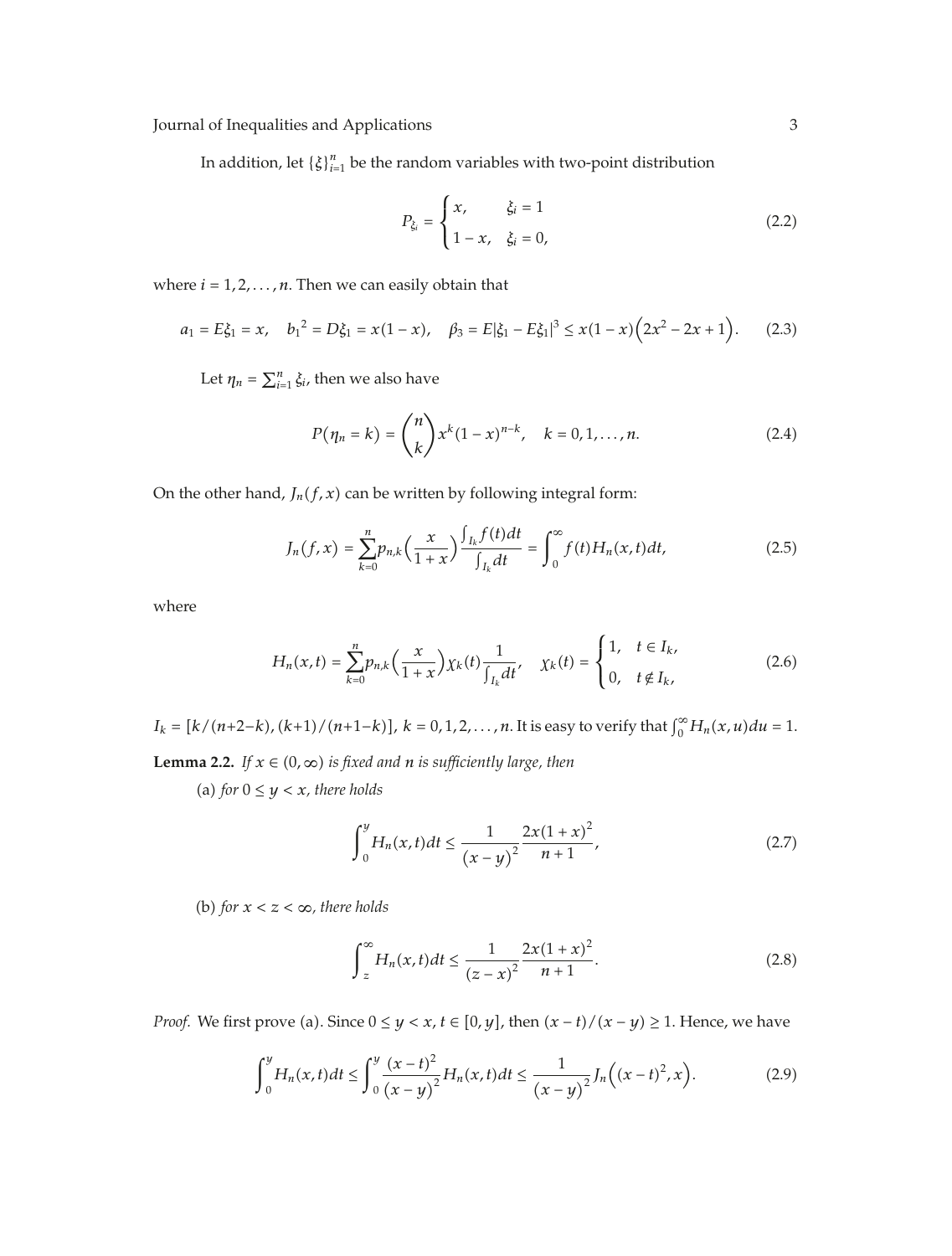In addition, let $\{\xi\}_{i=1}^{n}$ be the random variables with two-point distribution

$$P_{\xi_i} = \begin{cases} x, & \xi_i = 1 \\ 1-x, & \xi_i = 0, \end{cases} \tag{2.2}$$

where $i = 1, 2, \ldots, n$. Then we can easily obtain that

$$a_1 = E\xi_1 = x, \quad {b_1}^2 = D\xi_1 = x(1-x), \quad \beta_3 = E|\xi_1 - E\xi_1|^3 \leq x(1-x)\left(2x^2 - 2x + 1\right). \tag{2.3}$$

Let $\eta_n = \sum_{i=1}^{n} \xi_i$, then we also have

$$P(\eta_n = k) = \binom{n}{k} x^k (1-x)^{n-k}, \quad k = 0, 1, \ldots, n. \tag{2.4}$$

On the other hand, $J_n(f, x)$ can be written by following integral form:

$$J_n(f, x) = \sum_{k=0}^{n} p_{n,k}\left(\frac{x}{1+x}\right) \frac{\int_{I_k} f(t)dt}{\int_{I_k} dt} = \int_0^{\infty} f(t) H_n(x, t) dt, \tag{2.5}$$

where

$$H_n(x, t) = \sum_{k=0}^{n} p_{n,k}\left(\frac{x}{1+x}\right) \chi_k(t) \frac{1}{\int_{I_k} dt}, \quad \chi_k(t) = \begin{cases} 1, & t \in I_k, \\ 0, & t \notin I_k, \end{cases} \tag{2.6}$$

$I_k = [k/(n+2-k), (k+1)/(n+1-k)]$, $k = 0, 1, 2, \ldots, n$. It is easy to verify that $\int_0^{\infty} H_n(x, u) du = 1$.

**Lemma 2.2.** *If $x \in (0, \infty)$ is fixed and $n$ is sufficiently large, then*

(a) *for $0 \leq y < x$, there holds*

$$\int_0^y H_n(x, t) dt \leq \frac{1}{(x-y)^2} \frac{2x(1+x)^2}{n+1}, \tag{2.7}$$

(b) *for $x < z < \infty$, there holds*

$$\int_z^{\infty} H_n(x, t) dt \leq \frac{1}{(z-x)^2} \frac{2x(1+x)^2}{n+1}. \tag{2.8}$$

*Proof.* We first prove (a). Since $0 \leq y < x$, $t \in [0, y]$, then $(x-t)/(x-y) \geq 1$. Hence, we have

$$\int_0^y H_n(x, t) dt \leq \int_0^y \frac{(x-t)^2}{(x-y)^2} H_n(x, t) dt \leq \frac{1}{(x-y)^2} J_n\left((x-t)^2, x\right). \tag{2.9}$$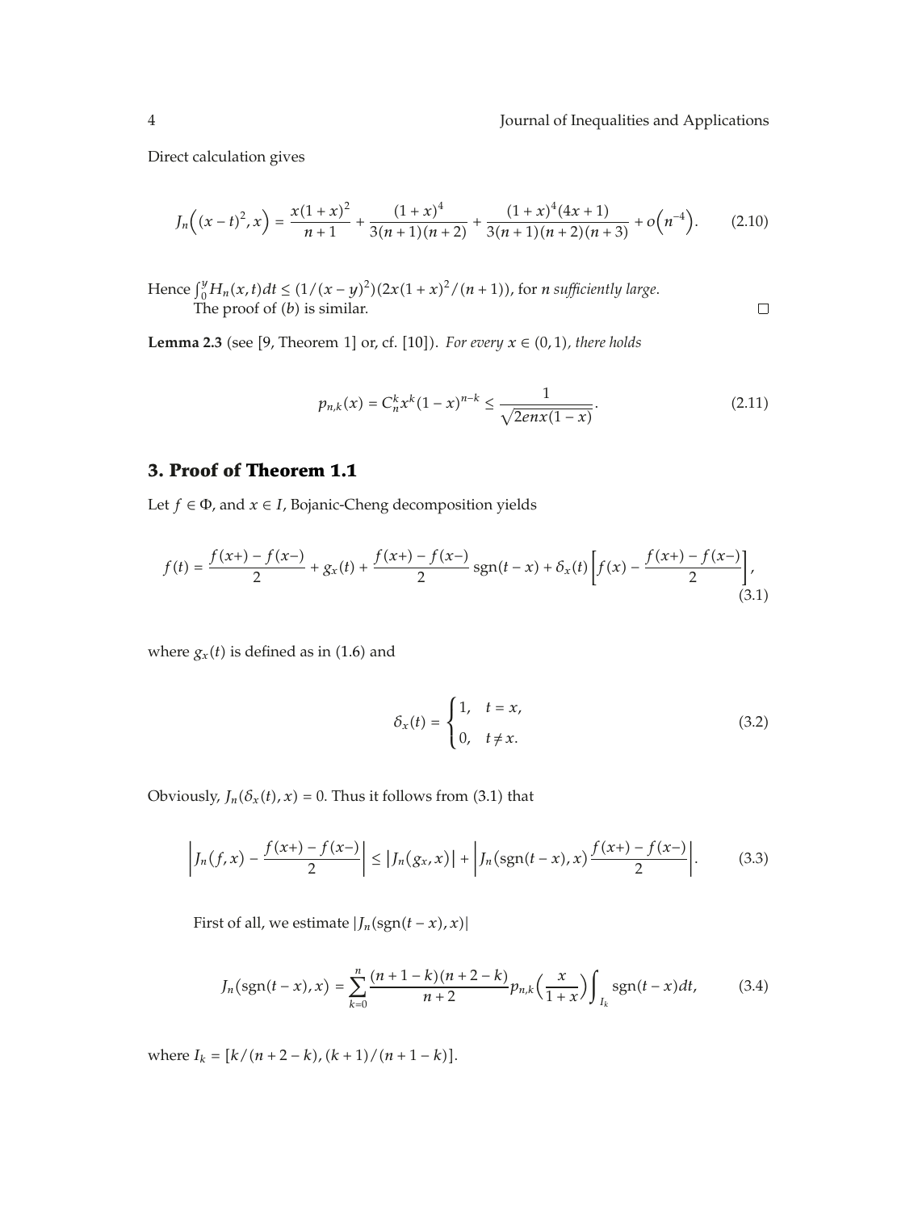Direct calculation gives

$$J_n\Big((x-t)^2, x\Big) = \frac{x(1+x)^2}{n+1} + \frac{(1+x)^4}{3(n+1)(n+2)} + \frac{(1+x)^4(4x+1)}{3(n+1)(n+2)(n+3)} + o\Big(n^{-4}\Big). \tag{2.10}$$

Hence $\int_0^y H_n(x,t)dt \leq (1/(x-y)^2)(2x(1+x)^2/(n+1))$, for *n sufficiently large*.

The proof of $(b)$ is similar. $\square$

**Lemma 2.3** (see [9, Theorem 1] or, cf. [10]). *For every $x \in (0,1)$, there holds*

$$p_{n,k}(x) = C_n^k x^k (1-x)^{n-k} \leq \frac{1}{\sqrt{2enx(1-x)}}. \tag{2.11}$$

## 3. Proof of Theorem 1.1

Let $f \in \Phi$, and $x \in I$, Bojanic-Cheng decomposition yields

$$f(t) = \frac{f(x+) - f(x-)}{2} + g_x(t) + \frac{f(x+) - f(x-)}{2}\operatorname{sgn}(t-x) + \delta_x(t)\left[f(x) - \frac{f(x+) - f(x-)}{2}\right], \tag{3.1}$$

where $g_x(t)$ is defined as in (1.6) and

$$\delta_x(t) = \begin{cases} 1, & t = x, \\ 0, & t \neq x. \end{cases} \tag{3.2}$$

Obviously, $J_n(\delta_x(t), x) = 0$. Thus it follows from (3.1) that

$$\left| J_n(f,x) - \frac{f(x+) - f(x-)}{2} \right| \leq \left| J_n(g_x, x) \right| + \left| J_n(\operatorname{sgn}(t-x), x) \frac{f(x+) - f(x-)}{2} \right|. \tag{3.3}$$

First of all, we estimate $|J_n(\operatorname{sgn}(t-x), x)|$

$$J_n(\operatorname{sgn}(t-x), x) = \sum_{k=0}^{n} \frac{(n+1-k)(n+2-k)}{n+2} p_{n,k}\Big(\frac{x}{1+x}\Big) \int_{I_k} \operatorname{sgn}(t-x)dt, \tag{3.4}$$

where $I_k = [k/(n+2-k), (k+1)/(n+1-k)]$.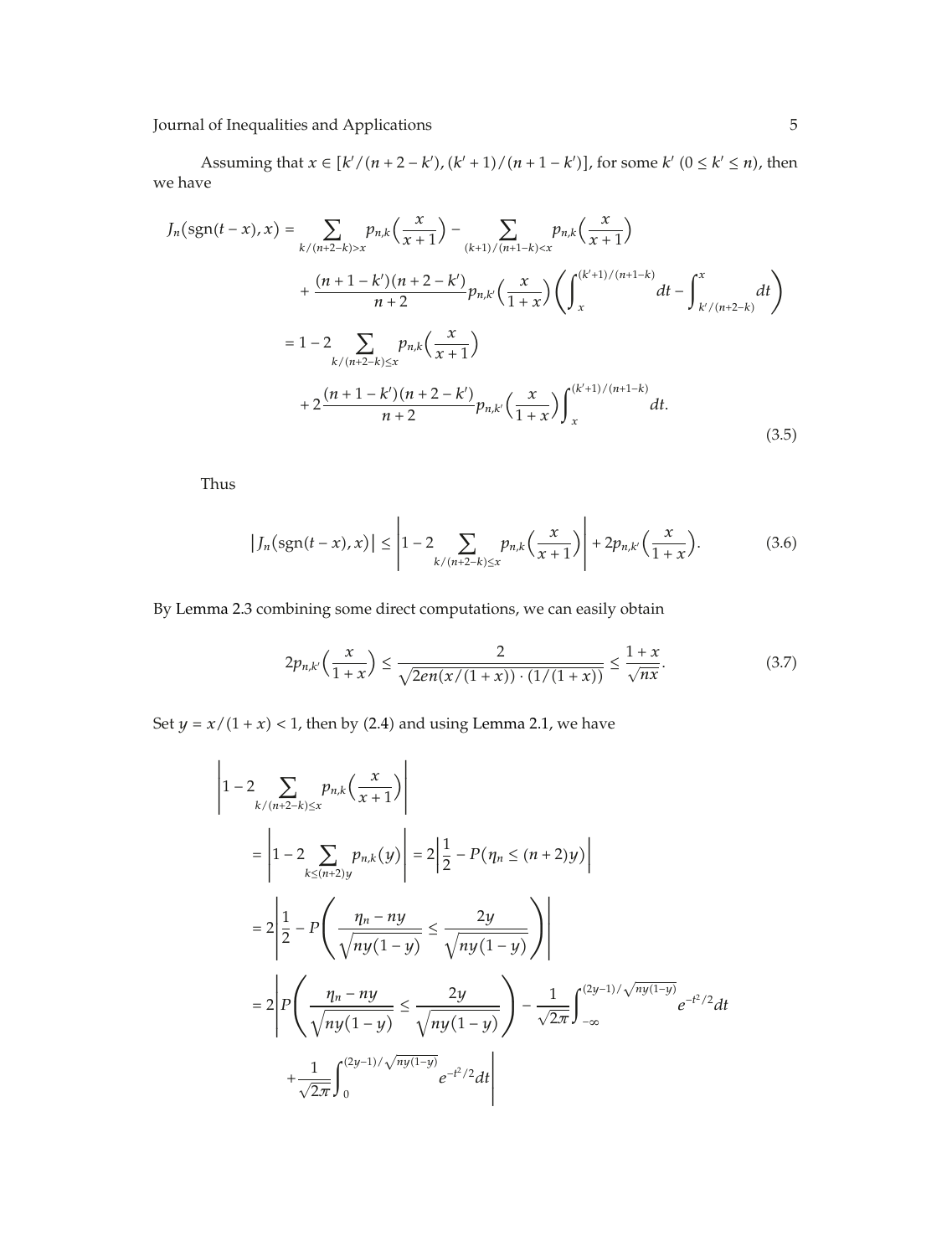Assuming that $x \in [k'/(n+2-k'), (k'+1)/(n+1-k')]$, for some $k'$ $(0 \le k' \le n)$, then we have

$$
\begin{aligned}
J_n(\operatorname{sgn}(t-x), x) &= \sum_{k/(n+2-k)>x} p_{n,k}\Big(\frac{x}{x+1}\Big) - \sum_{(k+1)/(n+1-k)<x} p_{n,k}\Big(\frac{x}{x+1}\Big) \\
&\quad + \frac{(n+1-k')(n+2-k')}{n+2} p_{n,k'}\Big(\frac{x}{1+x}\Big)\left(\int_x^{(k'+1)/(n+1-k)} dt - \int_{k'/(n+2-k)}^{x} dt\right) \\
&= 1 - 2\sum_{k/(n+2-k)\le x} p_{n,k}\Big(\frac{x}{x+1}\Big) \\
&\quad + 2\frac{(n+1-k')(n+2-k')}{n+2} p_{n,k'}\Big(\frac{x}{1+x}\Big)\int_x^{(k'+1)/(n+1-k)} dt.
\end{aligned} \tag{3.5}
$$

Thus

$$
\left|J_n(\operatorname{sgn}(t-x), x)\right| \le \left|1 - 2\sum_{k/(n+2-k)\le x} p_{n,k}\Big(\frac{x}{x+1}\Big)\right| + 2p_{n,k'}\Big(\frac{x}{1+x}\Big). \tag{3.6}
$$

By Lemma 2.3 combining some direct computations, we can easily obtain

$$
2p_{n,k'}\Big(\frac{x}{1+x}\Big) \le \frac{2}{\sqrt{2en(x/(1+x))\cdot(1/(1+x))}} \le \frac{1+x}{\sqrt{nx}}. \tag{3.7}
$$

Set $y = x/(1+x) < 1$, then by (2.4) and using Lemma 2.1, we have

$$
\begin{aligned}
&\left|1 - 2\sum_{k/(n+2-k)\le x} p_{n,k}\Big(\frac{x}{x+1}\Big)\right| \\
&= \left|1 - 2\sum_{k\le(n+2)y} p_{n,k}(y)\right| = 2\left|\frac{1}{2} - P\big(\eta_n \le (n+2)y\big)\right| \\
&= 2\left|\frac{1}{2} - P\left(\frac{\eta_n - ny}{\sqrt{ny(1-y)}} \le \frac{2y}{\sqrt{ny(1-y)}}\right)\right| \\
&= 2\left|P\left(\frac{\eta_n - ny}{\sqrt{ny(1-y)}} \le \frac{2y}{\sqrt{ny(1-y)}}\right) - \frac{1}{\sqrt{2\pi}}\int_{-\infty}^{(2y-1)/\sqrt{ny(1-y)}} e^{-t^2/2}dt \right. \\
&\qquad \left. + \frac{1}{\sqrt{2\pi}}\int_{0}^{(2y-1)/\sqrt{ny(1-y)}} e^{-t^2/2}dt\right|
\end{aligned}
$$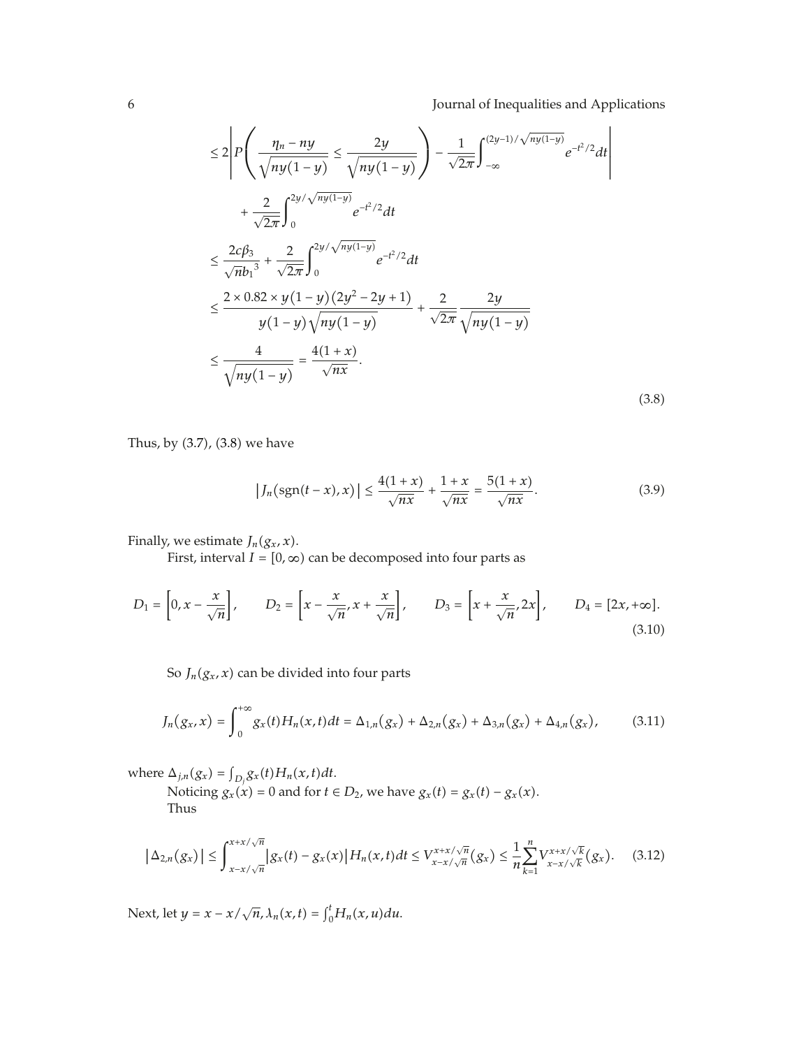$$
\begin{aligned}
&\leq 2\left|P\left(\frac{\eta_n - ny}{\sqrt{ny(1-y)}} \leq \frac{2y}{\sqrt{ny(1-y)}}\right) - \frac{1}{\sqrt{2\pi}}\int_{-\infty}^{(2y-1)/\sqrt{ny(1-y)}} e^{-t^2/2}dt\right| \\
&\quad + \frac{2}{\sqrt{2\pi}}\int_0^{2y/\sqrt{ny(1-y)}} e^{-t^2/2}dt \\
&\leq \frac{2c\beta_3}{\sqrt{n}{b_1}^3} + \frac{2}{\sqrt{2\pi}}\int_0^{2y/\sqrt{ny(1-y)}} e^{-t^2/2}dt \\
&\leq \frac{2\times 0.82\times y(1-y)\left(2y^2-2y+1\right)}{y(1-y)\sqrt{ny(1-y)}} + \frac{2}{\sqrt{2\pi}}\frac{2y}{\sqrt{ny(1-y)}} \\
&\leq \frac{4}{\sqrt{ny(1-y)}} = \frac{4(1+x)}{\sqrt{nx}}.
\end{aligned}
\tag{3.8}
$$

Thus, by (3.7), (3.8) we have

$$
\left|J_n(\operatorname{sgn}(t-x),x)\right| \leq \frac{4(1+x)}{\sqrt{nx}} + \frac{1+x}{\sqrt{nx}} = \frac{5(1+x)}{\sqrt{nx}}. \tag{3.9}
$$

Finally, we estimate $J_n(g_x,x)$.

First, interval $I=[0,\infty)$ can be decomposed into four parts as

$$
D_1 = \left[0, x - \frac{x}{\sqrt{n}}\right], \qquad D_2 = \left[x - \frac{x}{\sqrt{n}}, x + \frac{x}{\sqrt{n}}\right], \qquad D_3 = \left[x + \frac{x}{\sqrt{n}}, 2x\right], \qquad D_4 = [2x, +\infty]. \tag{3.10}
$$

So $J_n(g_x,x)$ can be divided into four parts

$$
J_n(g_x,x) = \int_0^{+\infty} g_x(t)H_n(x,t)dt = \Delta_{1,n}(g_x) + \Delta_{2,n}(g_x) + \Delta_{3,n}(g_x) + \Delta_{4,n}(g_x), \tag{3.11}
$$

where $\Delta_{j,n}(g_x) = \int_{D_j} g_x(t)H_n(x,t)dt$.

Noticing $g_x(x)=0$ and for $t\in D_2$, we have $g_x(t) = g_x(t) - g_x(x)$.

Thus

$$
\left|\Delta_{2,n}(g_x)\right| \leq \int_{x-x/\sqrt{n}}^{x+x/\sqrt{n}} \left|g_x(t) - g_x(x)\right| H_n(x,t)dt \leq V_{x-x/\sqrt{n}}^{x+x/\sqrt{n}}(g_x) \leq \frac{1}{n}\sum_{k=1}^{n} V_{x-x/\sqrt{k}}^{x+x/\sqrt{k}}(g_x). \tag{3.12}
$$

Next, let $y = x - x/\sqrt{n}$, $\lambda_n(x,t) = \int_0^t H_n(x,u)du$.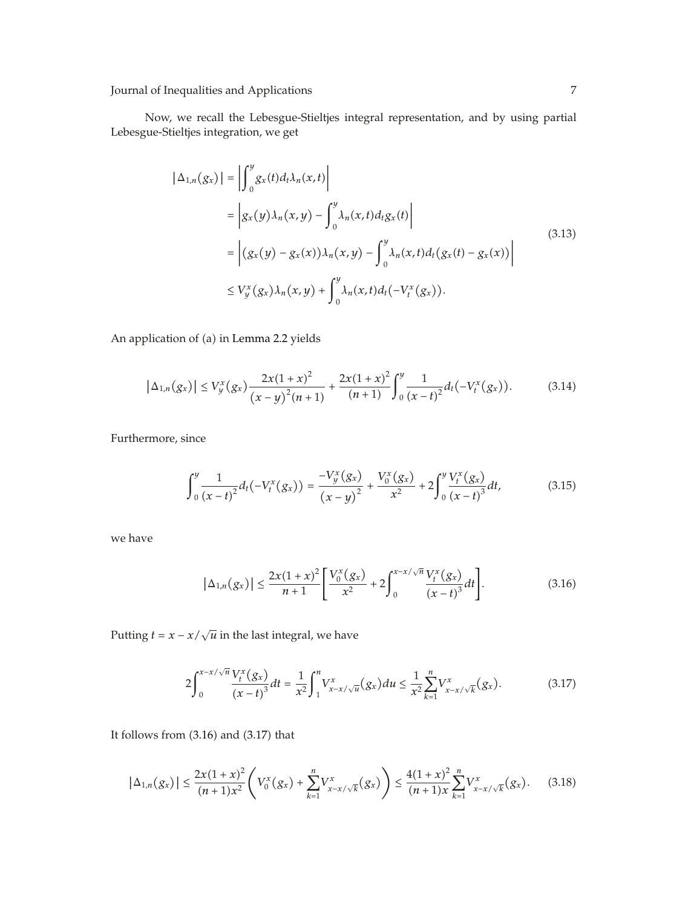Now, we recall the Lebesgue-Stieltjes integral representation, and by using partial Lebesgue-Stieltjes integration, we get

$$
\begin{aligned}
\left|\Delta_{1,n}(g_x)\right| &= \left|\int_0^y g_x(t)\,d_t\lambda_n(x,t)\right| \\
&= \left|g_x(y)\lambda_n(x,y) - \int_0^y \lambda_n(x,t)\,d_t g_x(t)\right| \\
&= \left|(g_x(y) - g_x(x))\lambda_n(x,y) - \int_0^y \lambda_n(x,t)\,d_t(g_x(t) - g_x(x))\right| \\
&\leq V_y^x(g_x)\lambda_n(x,y) + \int_0^y \lambda_n(x,t)\,d_t\left(-V_t^x(g_x)\right).
\end{aligned}
\tag{3.13}
$$

An application of (a) in Lemma 2.2 yields

$$
\left|\Delta_{1,n}(g_x)\right| \leq V_y^x(g_x)\frac{2x(1+x)^2}{(x-y)^2(n+1)} + \frac{2x(1+x)^2}{(n+1)}\int_0^y \frac{1}{(x-t)^2}\,d_t\left(-V_t^x(g_x)\right). \tag{3.14}
$$

Furthermore, since

$$
\int_0^y \frac{1}{(x-t)^2}\,d_t\left(-V_t^x(g_x)\right) = \frac{-V_y^x(g_x)}{(x-y)^2} + \frac{V_0^x(g_x)}{x^2} + 2\int_0^y \frac{V_t^x(g_x)}{(x-t)^3}\,dt, \tag{3.15}
$$

we have

$$
\left|\Delta_{1,n}(g_x)\right| \leq \frac{2x(1+x)^2}{n+1}\left[\frac{V_0^x(g_x)}{x^2} + 2\int_0^{x-x/\sqrt{n}} \frac{V_t^x(g_x)}{(x-t)^3}\,dt\right]. \tag{3.16}
$$

Putting $t = x - x/\sqrt{u}$ in the last integral, we have

$$
2\int_0^{x-x/\sqrt{n}} \frac{V_t^x(g_x)}{(x-t)^3}\,dt = \frac{1}{x^2}\int_1^n V_{x-x/\sqrt{u}}^x(g_x)\,du \leq \frac{1}{x^2}\sum_{k=1}^n V_{x-x/\sqrt{k}}^x(g_x). \tag{3.17}
$$

It follows from (3.16) and (3.17) that

$$
\left|\Delta_{1,n}(g_x)\right| \leq \frac{2x(1+x)^2}{(n+1)x^2}\left(V_0^x(g_x) + \sum_{k=1}^n V_{x-x/\sqrt{k}}^x(g_x)\right) \leq \frac{4(1+x)^2}{(n+1)x}\sum_{k=1}^n V_{x-x/\sqrt{k}}^x(g_x). \tag{3.18}
$$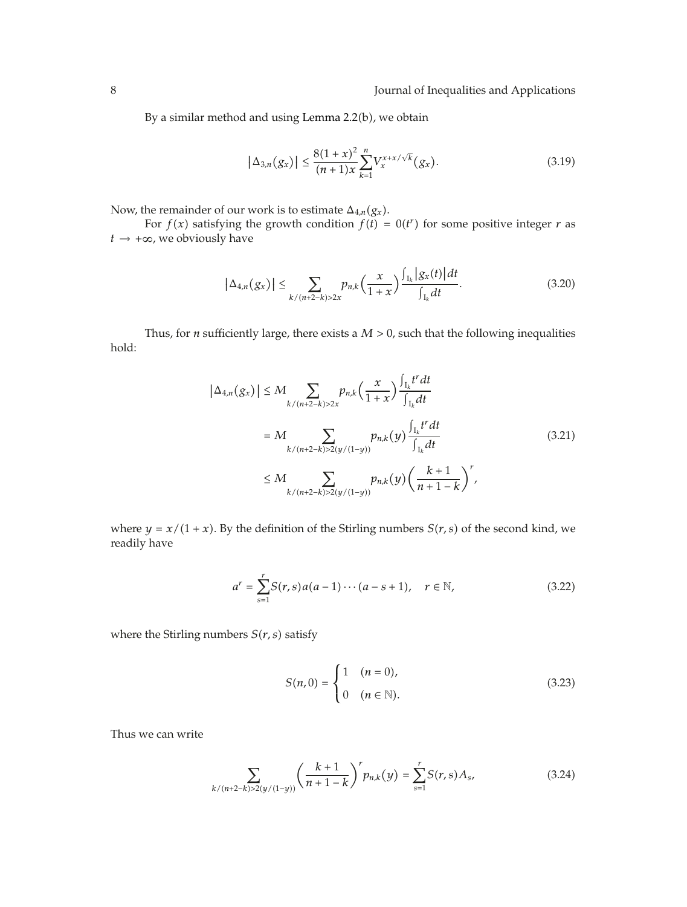By a similar method and using Lemma 2.2(b), we obtain

$$\left|\Delta_{3,n}(g_x)\right| \le \frac{8(1+x)^2}{(n+1)x}\sum_{k=1}^{n} V_x^{x+x/\sqrt{k}}(g_x). \tag{3.19}$$

Now, the remainder of our work is to estimate $\Delta_{4,n}(g_x)$.

For $f(x)$ satisfying the growth condition $f(t) = 0(t^r)$ for some positive integer $r$ as $t \to +\infty$, we obviously have

$$\left|\Delta_{4,n}(g_x)\right| \le \sum_{k/(n+2-k)>2x} p_{n,k}\left(\frac{x}{1+x}\right)\frac{\int_{I_k}\left|g_x(t)\right|dt}{\int_{I_k}dt}. \tag{3.20}$$

Thus, for $n$ sufficiently large, there exists a $M > 0$, such that the following inequalities hold:

$$\begin{aligned}
\left|\Delta_{4,n}(g_x)\right| &\le M\sum_{k/(n+2-k)>2x} p_{n,k}\left(\frac{x}{1+x}\right)\frac{\int_{I_k}t^r dt}{\int_{I_k}dt} \\
&= M\sum_{k/(n+2-k)>2(y/(1-y))} p_{n,k}(y)\frac{\int_{I_k}t^r dt}{\int_{I_k}dt} \\
&\le M\sum_{k/(n+2-k)>2(y/(1-y))} p_{n,k}(y)\left(\frac{k+1}{n+1-k}\right)^r,
\end{aligned} \tag{3.21}$$

where $y = x/(1+x)$. By the definition of the Stirling numbers $S(r,s)$ of the second kind, we readily have

$$a^r = \sum_{s=1}^{r} S(r,s)a(a-1)\cdots(a-s+1), \quad r \in \mathbb{N}, \tag{3.22}$$

where the Stirling numbers $S(r,s)$ satisfy

$$S(n,0) = \begin{cases} 1 & (n=0), \\ 0 & (n \in \mathbb{N}). \end{cases} \tag{3.23}$$

Thus we can write

$$\sum_{k/(n+2-k)>2(y/(1-y))}\left(\frac{k+1}{n+1-k}\right)^r p_{n,k}(y) = \sum_{s=1}^{r} S(r,s)A_s, \tag{3.24}$$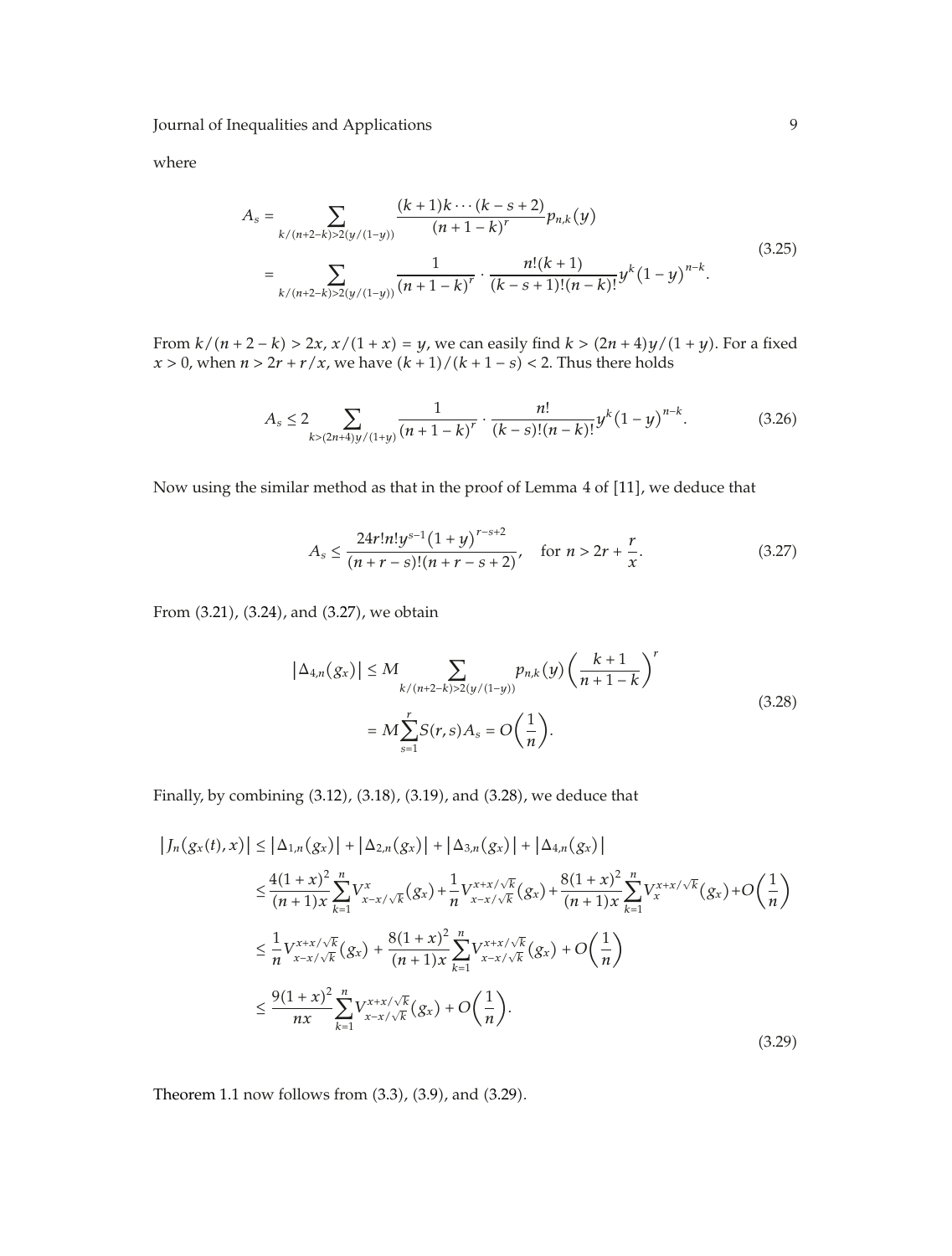where

$$
\begin{aligned}
A_s &= \sum_{k/(n+2-k)>2(y/(1-y))} \frac{(k+1)k\cdots(k-s+2)}{(n+1-k)^r} p_{n,k}(y) \\
&= \sum_{k/(n+2-k)>2(y/(1-y))} \frac{1}{(n+1-k)^r} \cdot \frac{n!(k+1)}{(k-s+1)!(n-k)!} y^k (1-y)^{n-k}.
\end{aligned}
\tag{3.25}
$$

From $k/(n+2-k) > 2x$, $x/(1+x) = y$, we can easily find $k > (2n+4)y/(1+y)$. For a fixed $x > 0$, when $n > 2r + r/x$, we have $(k+1)/(k+1-s) < 2$. Thus there holds

$$
A_s \le 2 \sum_{k>(2n+4)y/(1+y)} \frac{1}{(n+1-k)^r} \cdot \frac{n!}{(k-s)!(n-k)!} y^k (1-y)^{n-k}.
\tag{3.26}
$$

Now using the similar method as that in the proof of Lemma 4 of [11], we deduce that

$$
A_s \le \frac{24r!n!y^{s-1}(1+y)^{r-s+2}}{(n+r-s)!(n+r-s+2)}, \quad \text{for } n > 2r + \frac{r}{x}.
\tag{3.27}
$$

From (3.21), (3.24), and (3.27), we obtain

$$
\begin{aligned}
\left|\Delta_{4,n}(g_x)\right| &\le M \sum_{k/(n+2-k)>2(y/(1-y))} p_{n,k}(y) \left(\frac{k+1}{n+1-k}\right)^r \\
&= M \sum_{s=1}^{r} S(r,s) A_s = O\left(\frac{1}{n}\right).
\end{aligned}
\tag{3.28}
$$

Finally, by combining (3.12), (3.18), (3.19), and (3.28), we deduce that

$$
\begin{aligned}
\left|J_n(g_x(t), x)\right| &\le \left|\Delta_{1,n}(g_x)\right| + \left|\Delta_{2,n}(g_x)\right| + \left|\Delta_{3,n}(g_x)\right| + \left|\Delta_{4,n}(g_x)\right| \\
&\le \frac{4(1+x)^2}{(n+1)x} \sum_{k=1}^{n} V_{x-x/\sqrt{k}}^{x}(g_x) + \frac{1}{n} V_{x-x/\sqrt{k}}^{x+x/\sqrt{k}}(g_x) + \frac{8(1+x)^2}{(n+1)x} \sum_{k=1}^{n} V_{x}^{x+x/\sqrt{k}}(g_x) + O\left(\frac{1}{n}\right) \\
&\le \frac{1}{n} V_{x-x/\sqrt{k}}^{x+x/\sqrt{k}}(g_x) + \frac{8(1+x)^2}{(n+1)x} \sum_{k=1}^{n} V_{x-x/\sqrt{k}}^{x+x/\sqrt{k}}(g_x) + O\left(\frac{1}{n}\right) \\
&\le \frac{9(1+x)^2}{nx} \sum_{k=1}^{n} V_{x-x/\sqrt{k}}^{x+x/\sqrt{k}}(g_x) + O\left(\frac{1}{n}\right).
\end{aligned}
\tag{3.29}
$$

Theorem 1.1 now follows from (3.3), (3.9), and (3.29).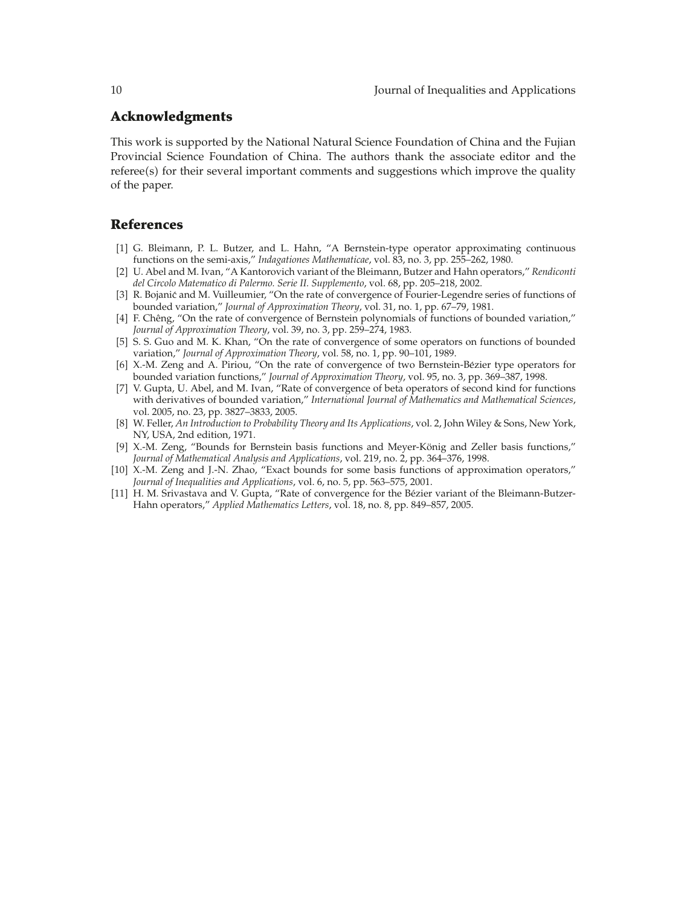## Acknowledgments

This work is supported by the National Natural Science Foundation of China and the Fujian Provincial Science Foundation of China. The authors thank the associate editor and the referee(s) for their several important comments and suggestions which improve the quality of the paper.

## References

[1] G. Bleimann, P. L. Butzer, and L. Hahn, "A Bernstein-type operator approximating continuous functions on the semi-axis," *Indagationes Mathematicae*, vol. 83, no. 3, pp. 255–262, 1980.

[2] U. Abel and M. Ivan, "A Kantorovich variant of the Bleimann, Butzer and Hahn operators," *Rendiconti del Circolo Matematico di Palermo. Serie II. Supplemento*, vol. 68, pp. 205–218, 2002.

[3] R. Bojanić and M. Vuilleumier, "On the rate of convergence of Fourier-Legendre series of functions of bounded variation," *Journal of Approximation Theory*, vol. 31, no. 1, pp. 67–79, 1981.

[4] F. Chêng, "On the rate of convergence of Bernstein polynomials of functions of bounded variation," *Journal of Approximation Theory*, vol. 39, no. 3, pp. 259–274, 1983.

[5] S. S. Guo and M. K. Khan, "On the rate of convergence of some operators on functions of bounded variation," *Journal of Approximation Theory*, vol. 58, no. 1, pp. 90–101, 1989.

[6] X.-M. Zeng and A. Piriou, "On the rate of convergence of two Bernstein-Bézier type operators for bounded variation functions," *Journal of Approximation Theory*, vol. 95, no. 3, pp. 369–387, 1998.

[7] V. Gupta, U. Abel, and M. Ivan, "Rate of convergence of beta operators of second kind for functions with derivatives of bounded variation," *International Journal of Mathematics and Mathematical Sciences*, vol. 2005, no. 23, pp. 3827–3833, 2005.

[8] W. Feller, *An Introduction to Probability Theory and Its Applications*, vol. 2, John Wiley & Sons, New York, NY, USA, 2nd edition, 1971.

[9] X.-M. Zeng, "Bounds for Bernstein basis functions and Meyer-König and Zeller basis functions," *Journal of Mathematical Analysis and Applications*, vol. 219, no. 2, pp. 364–376, 1998.

[10] X.-M. Zeng and J.-N. Zhao, "Exact bounds for some basis functions of approximation operators," *Journal of Inequalities and Applications*, vol. 6, no. 5, pp. 563–575, 2001.

[11] H. M. Srivastava and V. Gupta, "Rate of convergence for the Bézier variant of the Bleimann-Butzer-Hahn operators," *Applied Mathematics Letters*, vol. 18, no. 8, pp. 849–857, 2005.